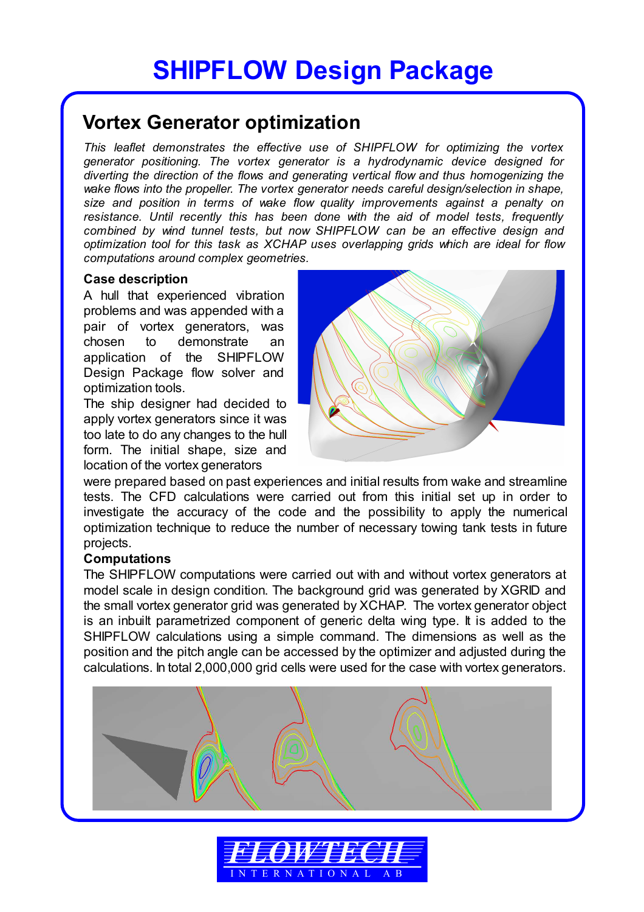# SHIPFLOW Design Package

## Vortex Generator optimization

*This leaflet demonstrates the effective use of SHIPFLOW for optimizing the vortex generator positioning. The vortex generator is a hydrodynamic device designed for diverting the direction of the flows and generating vertical flow and thus homogenizing the wake flows into the propeller. The vortex generator needs careful design/selection in shape, size and position in terms of wake flow quality improvements against a penalty on resistance. Until recently this has been done with the aid of model tests, frequently combined by wind tunnel tests, but now SHIPFLOW can be an effective design and optimization tool for this task as XCHAP uses overlapping grids which are ideal for flow computations around complex geometries.*

**Case description**

A hull that experienced vibration problems and was appended with a pair of vortex generators, was chosen to demonstrate an application of the SHIPFLOW Design Package flow solver and optimization tools.

The ship designer had decided to apply vortex generators since it was too late to do any changes to the hull form. The initial shape, size and location of the vortex generators were prepared based on past experiences and initial results from wake and streamline tests. The CFD calculations were carried out from this initial set up in order to investigate the accuracy of the code and the possibility to apply the numerical optimization technique to reduce the number of necessary towing tank tests in future projects.

**Computations**

The SHIPFLOW computations were carried out with and without vortex generators at model scale in design condition. The background grid was generated by XGRID and the small vortex generator grid was generated by XCHAP. The vortex generator object is an inbuilt parametrized component of generic delta wing type. It is added to the SHIPFLOW calculations using a simple command. The dimensions as well as the position and the pitch angle can be accessed by the optimizer and adjusted during the calculations. In total 2,000,000 grid cells were used for the case with vortex generators.

FLOWTECH INTERNATIONAL AB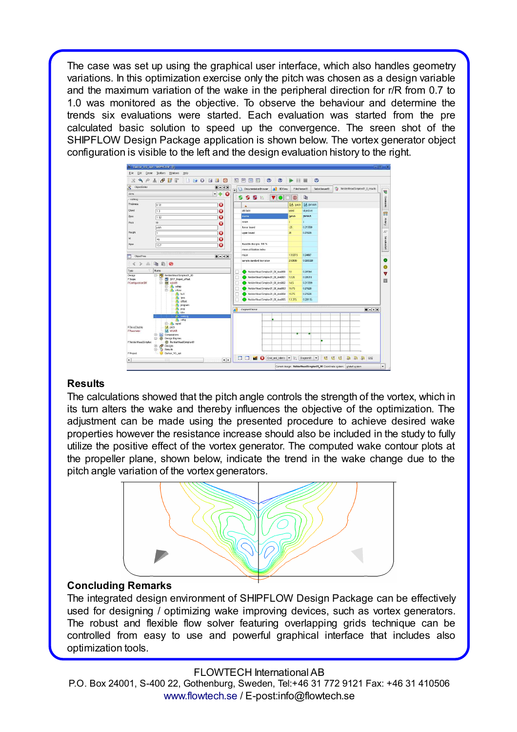The case was set up using the graphical user interface, which also handles geometry variations. In this optimization exercise only the pitch was chosen as a design variable and the maximum variation of the wake in the peripheral direction for r/R from 0.7 to 1.0 was monitored as the objective. To observe the behaviour and determine the trends six evaluations were started. Each evaluation was started from the pre calculated basic solution to speed up the convergence. The sreen shot of the SHIPFLOW Design Package application is shown below. The vortex generator object configuration is visible to the left and the design evaluation history to the right.

## Results

The calculations showed that the pitch angle controls the strength of the vortex, which in its turn alters the wake and thereby influences the objective of the optimization. The adjustment can be made using the presented procedure to achieve desired wake properties however the resistance increase should also be included in the study to fully utilize the positive effect of the vortex generator. The computed wake contour plots at the propeller plane, shown below, indicate the trend in the wake change due to the pitch angle variation of the vortex generators.

## Concluding Remarks

The integrated design environment of SHIPFLOW Design Package can be effectively used for designing / optimizing wake improving devices, such as vortex generators. The robust and flexible flow solver featuring overlapping grids technique can be controlled from easy to use and powerful graphical interface that includes also optimization tools.

FLOWTECH International AB
P.O. Box 24001, S-400 22, Gothenburg, Sweden, Tel:+46 31 772 9121 Fax: +46 31 410506
www.flowtech.se / E-post:info@flowtech.se